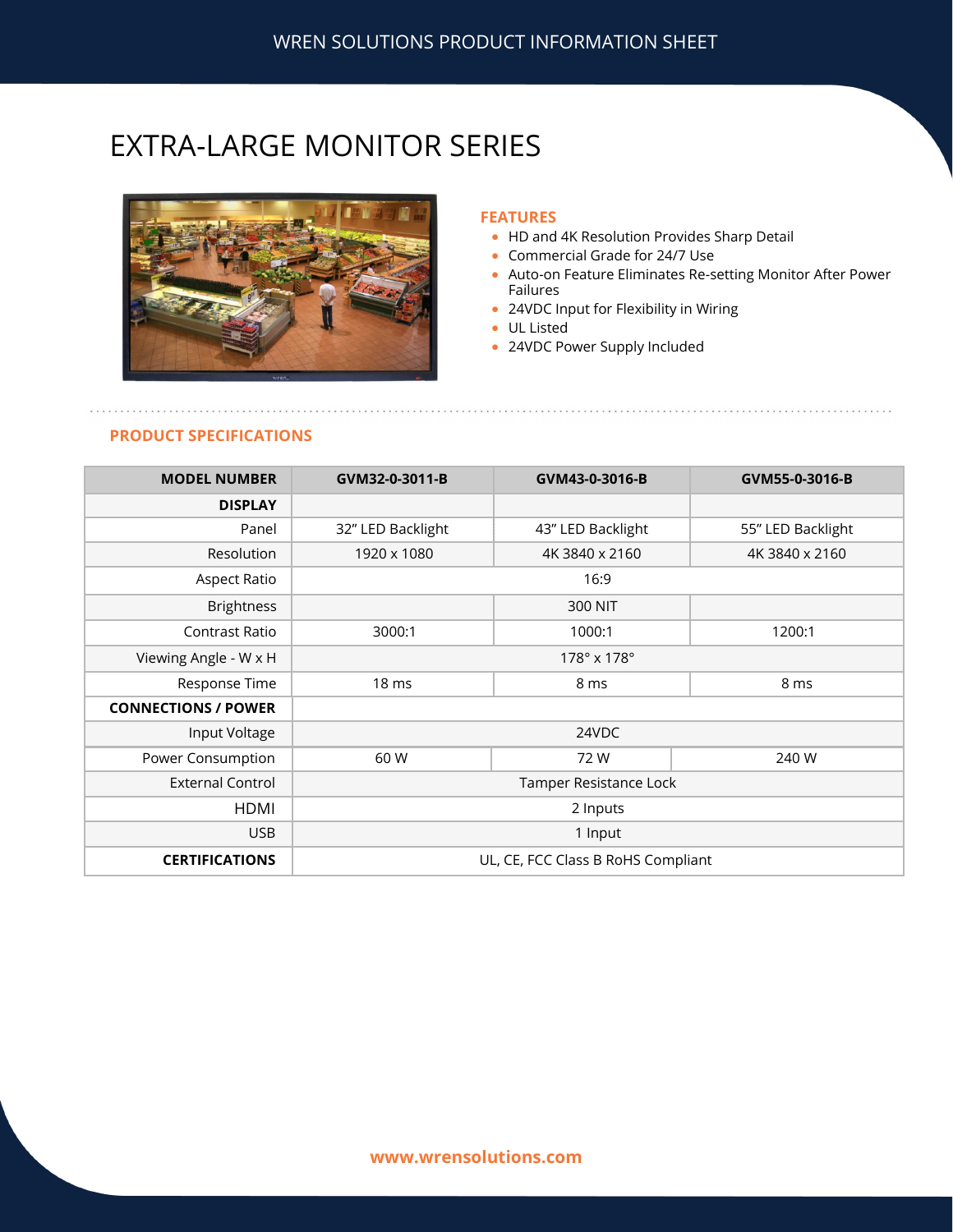WREN SOLUTIONS PRODUCT INFORMATION SHEET

# EXTRA-LARGE MONITOR SERIES

## FEATURES

- HD and 4K Resolution Provides Sharp Detail
- Commercial Grade for 24/7 Use
- Auto-on Feature Eliminates Re-setting Monitor After Power Failures
- 24VDC Input for Flexibility in Wiring
- UL Listed
- 24VDC Power Supply Included

## PRODUCT SPECIFICATIONS

| MODEL NUMBER | GVM32-0-3011-B | GVM43-0-3016-B | GVM55-0-3016-B |
|---|---|---|---|
| **DISPLAY** | | | |
| Panel | 32" LED Backlight | 43" LED Backlight | 55" LED Backlight |
| Resolution | 1920 x 1080 | 4K 3840 x 2160 | 4K 3840 x 2160 |
| Aspect Ratio | 16:9 | | |
| Brightness | | 300 NIT | |
| Contrast Ratio | 3000:1 | 1000:1 | 1200:1 |
| Viewing Angle - W x H | 178° x 178° | | |
| Response Time | 18 ms | 8 ms | 8 ms |
| **CONNECTIONS / POWER** | | | |
| Input Voltage | 24VDC | | |
| Power Consumption | 60 W | 72 W | 240 W |
| External Control | Tamper Resistance Lock | | |
| HDMI | 2 Inputs | | |
| USB | 1 Input | | |
| **CERTIFICATIONS** | UL, CE, FCC Class B RoHS Compliant | | |

www.wrensolutions.com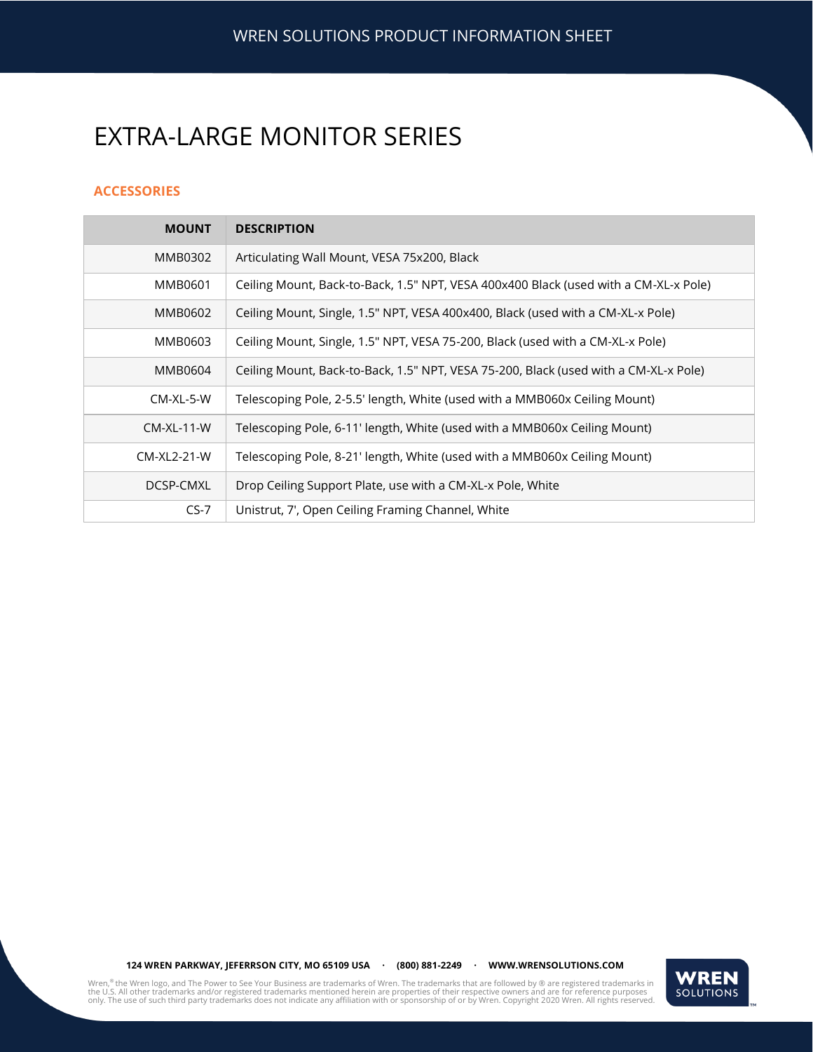# EXTRA-LARGE MONITOR SERIES

## ACCESSORIES

| MOUNT | DESCRIPTION |
|---|---|
| MMB0302 | Articulating Wall Mount, VESA 75x200, Black |
| MMB0601 | Ceiling Mount, Back-to-Back, 1.5" NPT, VESA 400x400 Black (used with a CM-XL-x Pole) |
| MMB0602 | Ceiling Mount, Single, 1.5" NPT, VESA 400x400, Black (used with a CM-XL-x Pole) |
| MMB0603 | Ceiling Mount, Single, 1.5" NPT, VESA 75-200, Black (used with a CM-XL-x Pole) |
| MMB0604 | Ceiling Mount, Back-to-Back, 1.5" NPT, VESA 75-200, Black (used with a CM-XL-x Pole) |
| CM-XL-5-W | Telescoping Pole, 2-5.5' length, White (used with a MMB060x Ceiling Mount) |
| CM-XL-11-W | Telescoping Pole, 6-11' length, White (used with a MMB060x Ceiling Mount) |
| CM-XL2-21-W | Telescoping Pole, 8-21' length, White (used with a MMB060x Ceiling Mount) |
| DCSP-CMXL | Drop Ceiling Support Plate, use with a CM-XL-x Pole, White |
| CS-7 | Unistrut, 7', Open Ceiling Framing Channel, White |

**124 WREN PARKWAY, JEFERRSON CITY, MO 65109 USA · (800) 881-2249 · WWW.WRENSOLUTIONS.COM**

Wren,® the Wren logo, and The Power to See Your Business are trademarks of Wren. The trademarks that are followed by ® are registered trademarks in the U.S. All other trademarks and/or registered trademarks mentioned herein are properties of their respective owners and are for reference purposes only. The use of such third party trademarks does not indicate any affiliation with or sponsorship of or by Wren. Copyright 2020 Wren. All rights reserved.